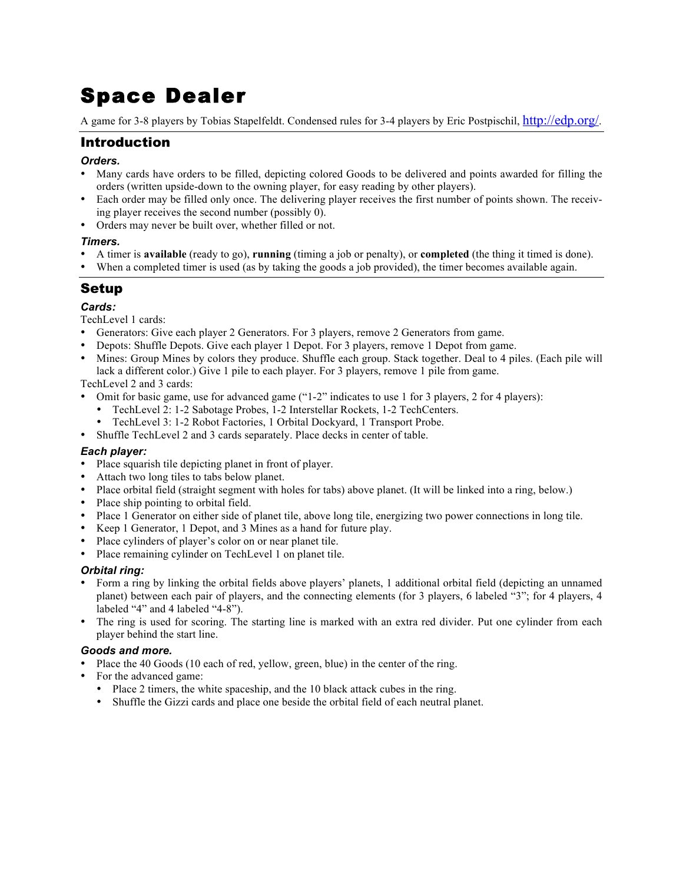# Space Dealer

A game for 3-8 players by Tobias Stapelfeldt. Condensed rules for 3-4 players by Eric Postpischil, http://edp.org/.

## Introduction

### *Orders.*

- Many cards have orders to be filled, depicting colored Goods to be delivered and points awarded for filling the orders (written upside-down to the owning player, for easy reading by other players).
- Each order may be filled only once. The delivering player receives the first number of points shown. The receiving player receives the second number (possibly 0).
- Orders may never be built over, whether filled or not.

### *Timers.*

- A timer is **available** (ready to go), **running** (timing a job or penalty), or **completed** (the thing it timed is done).
- When a completed timer is used (as by taking the goods a job provided), the timer becomes available again.

## Setup

### *Cards:*

TechLevel 1 cards:

- Generators: Give each player 2 Generators. For 3 players, remove 2 Generators from game.
- Depots: Shuffle Depots. Give each player 1 Depot. For 3 players, remove 1 Depot from game.
- Mines: Group Mines by colors they produce. Shuffle each group. Stack together. Deal to 4 piles. (Each pile will lack a different color.) Give 1 pile to each player. For 3 players, remove 1 pile from game.

TechLevel 2 and 3 cards:

- Omit for basic game, use for advanced game ("1-2" indicates to use 1 for 3 players, 2 for 4 players):
  - TechLevel 2: 1-2 Sabotage Probes, 1-2 Interstellar Rockets, 1-2 TechCenters.
  - TechLevel 3: 1-2 Robot Factories, 1 Orbital Dockyard, 1 Transport Probe.
- Shuffle TechLevel 2 and 3 cards separately. Place decks in center of table.

### *Each player:*

- Place squarish tile depicting planet in front of player.
- Attach two long tiles to tabs below planet.
- Place orbital field (straight segment with holes for tabs) above planet. (It will be linked into a ring, below.)
- Place ship pointing to orbital field.
- Place 1 Generator on either side of planet tile, above long tile, energizing two power connections in long tile.
- Keep 1 Generator, 1 Depot, and 3 Mines as a hand for future play.
- Place cylinders of player's color on or near planet tile.
- Place remaining cylinder on TechLevel 1 on planet tile.

### *Orbital ring:*

- Form a ring by linking the orbital fields above players' planets, 1 additional orbital field (depicting an unnamed planet) between each pair of players, and the connecting elements (for 3 players, 6 labeled "3"; for 4 players, 4 labeled "4" and 4 labeled "4-8").
- The ring is used for scoring. The starting line is marked with an extra red divider. Put one cylinder from each player behind the start line.

### *Goods and more.*

- Place the 40 Goods (10 each of red, yellow, green, blue) in the center of the ring.
- For the advanced game:
  - Place 2 timers, the white spaceship, and the 10 black attack cubes in the ring.
  - Shuffle the Gizzi cards and place one beside the orbital field of each neutral planet.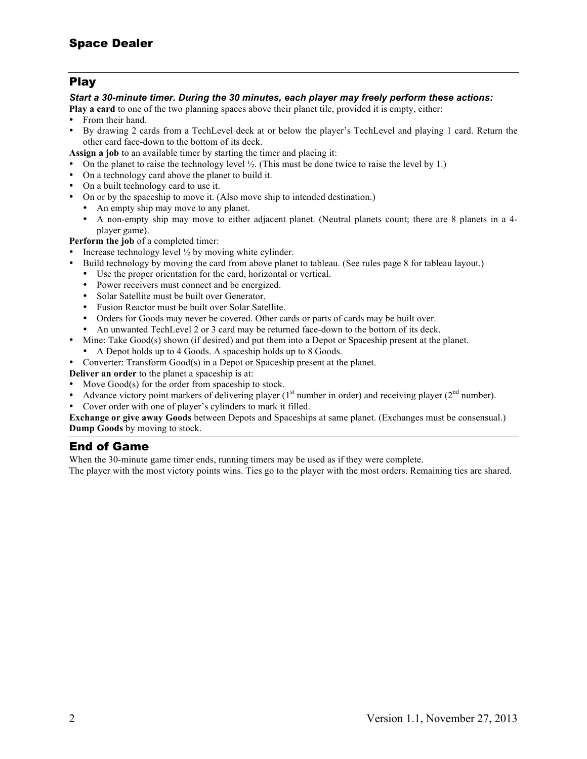# Space Dealer

## Play

***Start a 30-minute timer. During the 30 minutes, each player may freely perform these actions:***

**Play a card** to one of the two planning spaces above their planet tile, provided it is empty, either:

- From their hand.
- By drawing 2 cards from a TechLevel deck at or below the player's TechLevel and playing 1 card. Return the other card face-down to the bottom of its deck.

**Assign a job** to an available timer by starting the timer and placing it:

- On the planet to raise the technology level ½. (This must be done twice to raise the level by 1.)
- On a technology card above the planet to build it.
- On a built technology card to use it.
- On or by the spaceship to move it. (Also move ship to intended destination.)
  - An empty ship may move to any planet.
  - A non-empty ship may move to either adjacent planet. (Neutral planets count; there are 8 planets in a 4-player game).

**Perform the job** of a completed timer:

- Increase technology level ½ by moving white cylinder.
- Build technology by moving the card from above planet to tableau. (See rules page 8 for tableau layout.)
  - Use the proper orientation for the card, horizontal or vertical.
  - Power receivers must connect and be energized.
  - Solar Satellite must be built over Generator.
  - Fusion Reactor must be built over Solar Satellite.
  - Orders for Goods may never be covered. Other cards or parts of cards may be built over.
  - An unwanted TechLevel 2 or 3 card may be returned face-down to the bottom of its deck.
- Mine: Take Good(s) shown (if desired) and put them into a Depot or Spaceship present at the planet.
  - A Depot holds up to 4 Goods. A spaceship holds up to 8 Goods.
- Converter: Transform Good(s) in a Depot or Spaceship present at the planet.

**Deliver an order** to the planet a spaceship is at:

- Move Good(s) for the order from spaceship to stock.
- Advance victory point markers of delivering player (1st number in order) and receiving player (2nd number).
- Cover order with one of player's cylinders to mark it filled.

**Exchange or give away Goods** between Depots and Spaceships at same planet. (Exchanges must be consensual.)

**Dump Goods** by moving to stock.

## End of Game

When the 30-minute game timer ends, running timers may be used as if they were complete.

The player with the most victory points wins. Ties go to the player with the most orders. Remaining ties are shared.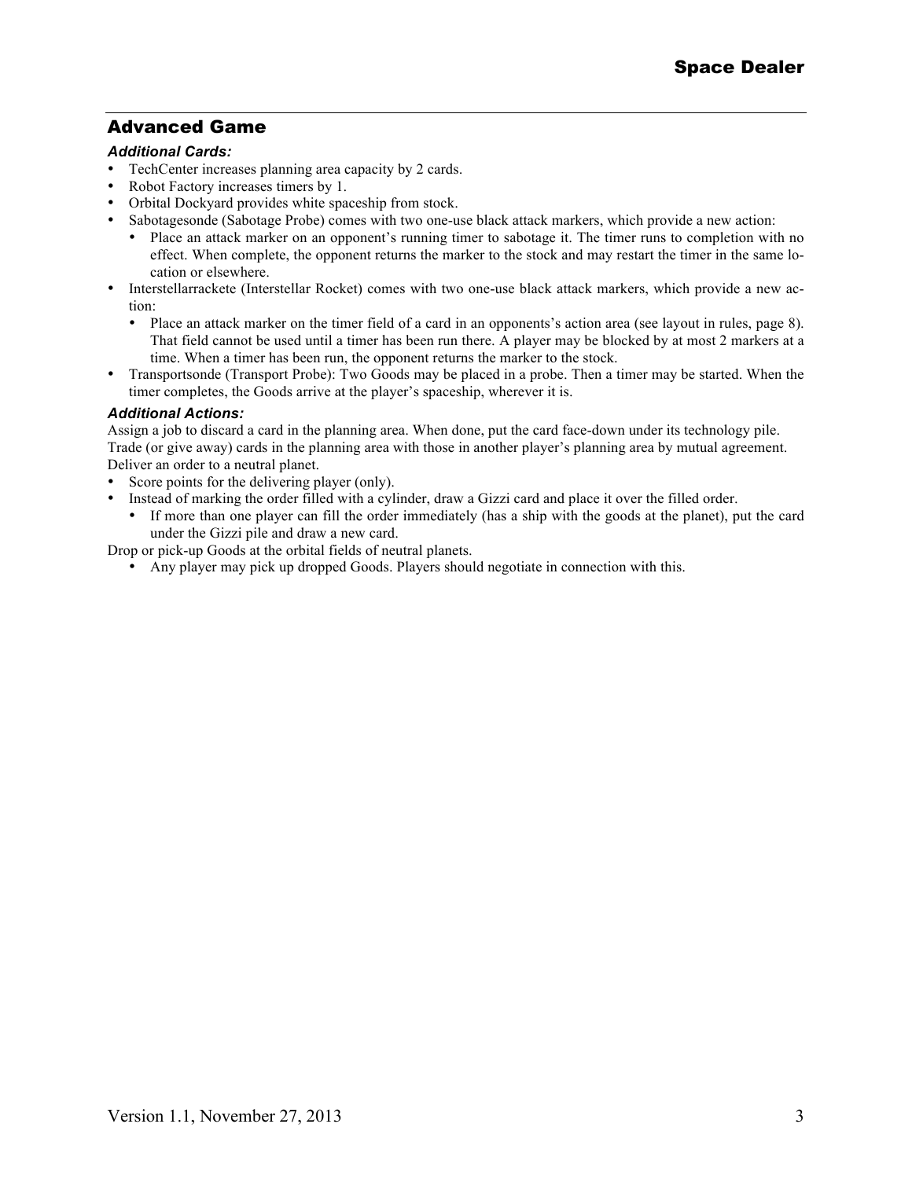## Advanced Game

### *Additional Cards:*

- TechCenter increases planning area capacity by 2 cards.
- Robot Factory increases timers by 1.
- Orbital Dockyard provides white spaceship from stock.
- Sabotagesonde (Sabotage Probe) comes with two one-use black attack markers, which provide a new action:
  - Place an attack marker on an opponent's running timer to sabotage it. The timer runs to completion with no effect. When complete, the opponent returns the marker to the stock and may restart the timer in the same location or elsewhere.
- Interstellarrackete (Interstellar Rocket) comes with two one-use black attack markers, which provide a new action:
  - Place an attack marker on the timer field of a card in an opponents's action area (see layout in rules, page 8). That field cannot be used until a timer has been run there. A player may be blocked by at most 2 markers at a time. When a timer has been run, the opponent returns the marker to the stock.
- Transportsonde (Transport Probe): Two Goods may be placed in a probe. Then a timer may be started. When the timer completes, the Goods arrive at the player's spaceship, wherever it is.

### *Additional Actions:*

Assign a job to discard a card in the planning area. When done, put the card face-down under its technology pile.

Trade (or give away) cards in the planning area with those in another player's planning area by mutual agreement.

Deliver an order to a neutral planet.

- Score points for the delivering player (only).
- Instead of marking the order filled with a cylinder, draw a Gizzi card and place it over the filled order.
  - If more than one player can fill the order immediately (has a ship with the goods at the planet), put the card under the Gizzi pile and draw a new card.

Drop or pick-up Goods at the orbital fields of neutral planets.

- Any player may pick up dropped Goods. Players should negotiate in connection with this.